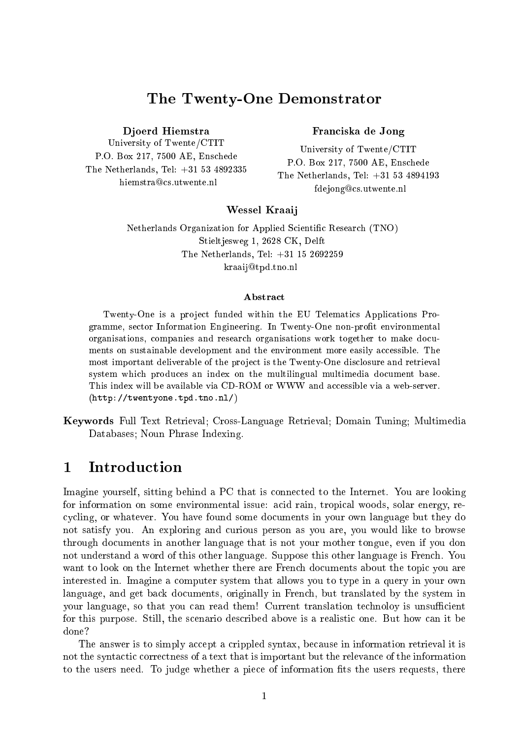# The Twenty-One Demonstrator

**Djoerd Hiemstra**
University of Twente/CTIT
P.O. Box 217, 7500 AE, Enschede
The Netherlands, Tel: +31 53 4892335
hiemstra@cs.utwente.nl

**Franciska de Jong**
University of Twente/CTIT
P.O. Box 217, 7500 AE, Enschede
The Netherlands, Tel: +31 53 4894193
fdejong@cs.utwente.nl

**Wessel Kraaij**
Netherlands Organization for Applied Scientific Research (TNO)
Stieltjesweg 1, 2628 CK, Delft
The Netherlands, Tel: +31 15 2692259
kraaij@tpd.tno.nl

**Abstract**

Twenty-One is a project funded within the EU Telematics Applications Programme, sector Information Engineering. In Twenty-One non-profit environmental organisations, companies and research organisations work together to make documents on sustainable development and the environment more easily accessible. The most important deliverable of the project is the Twenty-One disclosure and retrieval system which produces an index on the multilingual multimedia document base. This index will be available via CD-ROM or WWW and accessible via a web-server. (`http://twentyone.tpd.tno.nl/`)

**Keywords** Full Text Retrieval; Cross-Language Retrieval; Domain Tuning; Multimedia Databases; Noun Phrase Indexing.

## 1 Introduction

Imagine yourself, sitting behind a PC that is connected to the Internet. You are looking for information on some environmental issue: acid rain, tropical woods, solar energy, recycling, or whatever. You have found some documents in your own language but they do not satisfy you. An exploring and curious person as you are, you would like to browse through documents in another language that is not your mother tongue, even if you don not understand a word of this other language. Suppose this other language is French. You want to look on the Internet whether there are French documents about the topic you are interested in. Imagine a computer system that allows you to type in a query in your own language, and get back documents, originally in French, but translated by the system in your language, so that you can read them! Current translation technoloy is unsufficient for this purpose. Still, the scenario described above is a realistic one. But how can it be done?

The answer is to simply accept a crippled syntax, because in information retrieval it is not the syntactic correctness of a text that is important but the relevance of the information to the users need. To judge whether a piece of information fits the users requests, there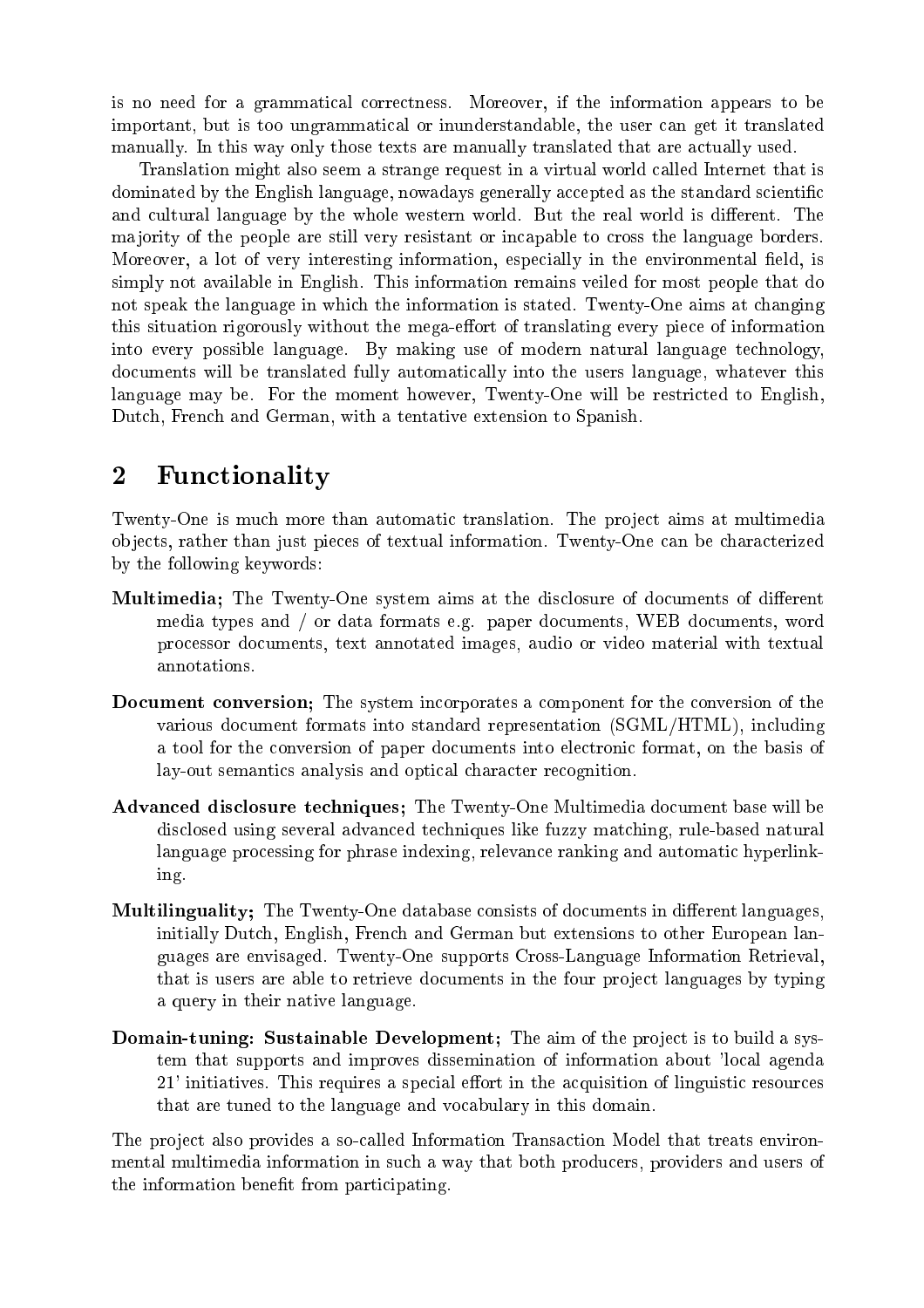is no need for a grammatical correctness. Moreover, if the information appears to be important, but is too ungrammatical or inunderstandable, the user can get it translated manually. In this way only those texts are manually translated that are actually used.

Translation might also seem a strange request in a virtual world called Internet that is dominated by the English language, nowadays generally accepted as the standard scientific and cultural language by the whole western world. But the real world is different. The majority of the people are still very resistant or incapable to cross the language borders. Moreover, a lot of very interesting information, especially in the environmental field, is simply not available in English. This information remains veiled for most people that do not speak the language in which the information is stated. Twenty-One aims at changing this situation rigorously without the mega-effort of translating every piece of information into every possible language. By making use of modern natural language technology, documents will be translated fully automatically into the users language, whatever this language may be. For the moment however, Twenty-One will be restricted to English, Dutch, French and German, with a tentative extension to Spanish.

## 2 Functionality

Twenty-One is much more than automatic translation. The project aims at multimedia objects, rather than just pieces of textual information. Twenty-One can be characterized by the following keywords:

**Multimedia;** The Twenty-One system aims at the disclosure of documents of different media types and / or data formats e.g. paper documents, WEB documents, word processor documents, text annotated images, audio or video material with textual annotations.

**Document conversion;** The system incorporates a component for the conversion of the various document formats into standard representation (SGML/HTML), including a tool for the conversion of paper documents into electronic format, on the basis of lay-out semantics analysis and optical character recognition.

**Advanced disclosure techniques;** The Twenty-One Multimedia document base will be disclosed using several advanced techniques like fuzzy matching, rule-based natural language processing for phrase indexing, relevance ranking and automatic hyperlinking.

**Multilinguality;** The Twenty-One database consists of documents in different languages, initially Dutch, English, French and German but extensions to other European languages are envisaged. Twenty-One supports Cross-Language Information Retrieval, that is users are able to retrieve documents in the four project languages by typing a query in their native language.

**Domain-tuning: Sustainable Development;** The aim of the project is to build a system that supports and improves dissemination of information about 'local agenda 21' initiatives. This requires a special effort in the acquisition of linguistic resources that are tuned to the language and vocabulary in this domain.

The project also provides a so-called Information Transaction Model that treats environmental multimedia information in such a way that both producers, providers and users of the information benefit from participating.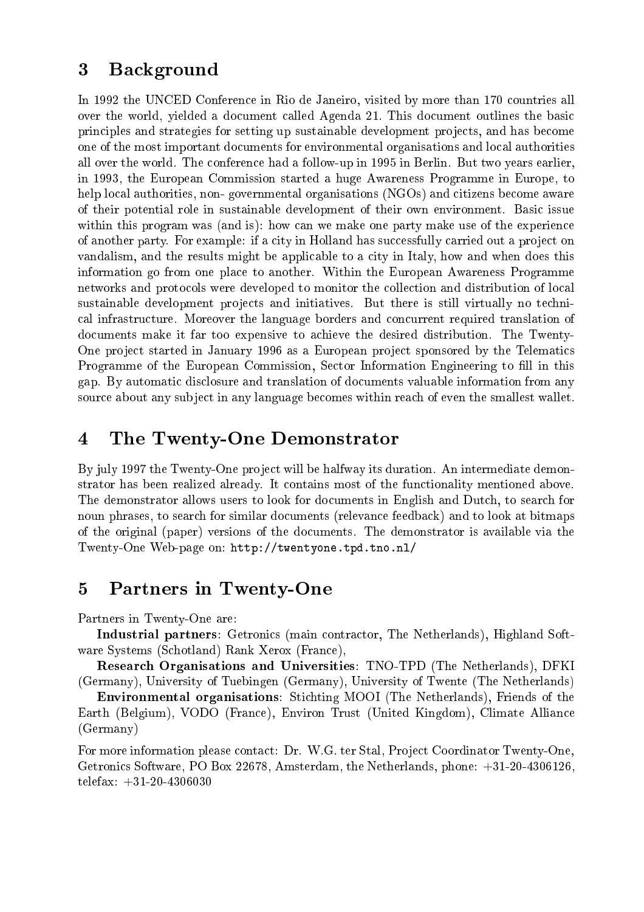## 3 Background

In 1992 the UNCED Conference in Rio de Janeiro, visited by more than 170 countries all over the world, yielded a document called Agenda 21. This document outlines the basic principles and strategies for setting up sustainable development projects, and has become one of the most important documents for environmental organisations and local authorities all over the world. The conference had a follow-up in 1995 in Berlin. But two years earlier, in 1993, the European Commission started a huge Awareness Programme in Europe, to help local authorities, non- governmental organisations (NGOs) and citizens become aware of their potential role in sustainable development of their own environment. Basic issue within this program was (and is): how can we make one party make use of the experience of another party. For example: if a city in Holland has successfully carried out a project on vandalism, and the results might be applicable to a city in Italy, how and when does this information go from one place to another. Within the European Awareness Programme networks and protocols were developed to monitor the collection and distribution of local sustainable development projects and initiatives. But there is still virtually no technical infrastructure. Moreover the language borders and concurrent required translation of documents make it far too expensive to achieve the desired distribution. The Twenty-One project started in January 1996 as a European project sponsored by the Telematics Programme of the European Commission, Sector Information Engineering to fill in this gap. By automatic disclosure and translation of documents valuable information from any source about any subject in any language becomes within reach of even the smallest wallet.

## 4 The Twenty-One Demonstrator

By july 1997 the Twenty-One project will be halfway its duration. An intermediate demonstrator has been realized already. It contains most of the functionality mentioned above. The demonstrator allows users to look for documents in English and Dutch, to search for noun phrases, to search for similar documents (relevance feedback) and to look at bitmaps of the original (paper) versions of the documents. The demonstrator is available via the Twenty-One Web-page on: `http://twentyone.tpd.tno.nl/`

## 5 Partners in Twenty-One

Partners in Twenty-One are:

**Industrial partners**: Getronics (main contractor, The Netherlands), Highland Software Systems (Schotland) Rank Xerox (France),

**Research Organisations and Universities**: TNO-TPD (The Netherlands), DFKI (Germany), University of Tuebingen (Germany), University of Twente (The Netherlands)

**Environmental organisations**: Stichting MOOI (The Netherlands), Friends of the Earth (Belgium), VODO (France), Environ Trust (United Kingdom), Climate Alliance (Germany)

For more information please contact: Dr. W.G. ter Stal, Project Coordinator Twenty-One, Getronics Software, PO Box 22678, Amsterdam, the Netherlands, phone: +31-20-4306126, telefax: +31-20-4306030